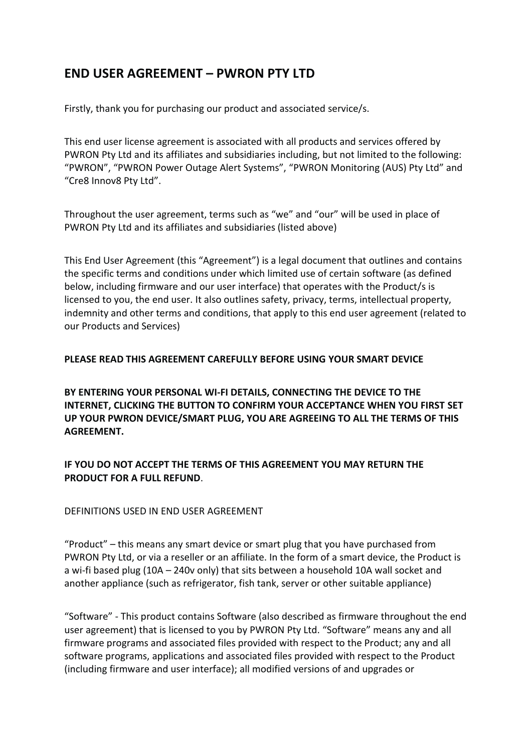# END USER AGREEMENT – PWRON PTY LTD

Firstly, thank you for purchasing our product and associated service/s.

This end user license agreement is associated with all products and services offered by PWRON Pty Ltd and its affiliates and subsidiaries including, but not limited to the following: "PWRON", "PWRON Power Outage Alert Systems", "PWRON Monitoring (AUS) Pty Ltd" and "Cre8 Innov8 Pty Ltd".

Throughout the user agreement, terms such as "we" and "our" will be used in place of PWRON Pty Ltd and its affiliates and subsidiaries (listed above)

This End User Agreement (this "Agreement") is a legal document that outlines and contains the specific terms and conditions under which limited use of certain software (as defined below, including firmware and our user interface) that operates with the Product/s is licensed to you, the end user. It also outlines safety, privacy, terms, intellectual property, indemnity and other terms and conditions, that apply to this end user agreement (related to our Products and Services)

**PLEASE READ THIS AGREEMENT CAREFULLY BEFORE USING YOUR SMART DEVICE**

**BY ENTERING YOUR PERSONAL WI-FI DETAILS, CONNECTING THE DEVICE TO THE INTERNET, CLICKING THE BUTTON TO CONFIRM YOUR ACCEPTANCE WHEN YOU FIRST SET UP YOUR PWRON DEVICE/SMART PLUG, YOU ARE AGREEING TO ALL THE TERMS OF THIS AGREEMENT.**

**IF YOU DO NOT ACCEPT THE TERMS OF THIS AGREEMENT YOU MAY RETURN THE PRODUCT FOR A FULL REFUND**.

DEFINITIONS USED IN END USER AGREEMENT

"Product" – this means any smart device or smart plug that you have purchased from PWRON Pty Ltd, or via a reseller or an affiliate. In the form of a smart device, the Product is a wi-fi based plug (10A – 240v only) that sits between a household 10A wall socket and another appliance (such as refrigerator, fish tank, server or other suitable appliance)

"Software" - This product contains Software (also described as firmware throughout the end user agreement) that is licensed to you by PWRON Pty Ltd. "Software" means any and all firmware programs and associated files provided with respect to the Product; any and all software programs, applications and associated files provided with respect to the Product (including firmware and user interface); all modified versions of and upgrades or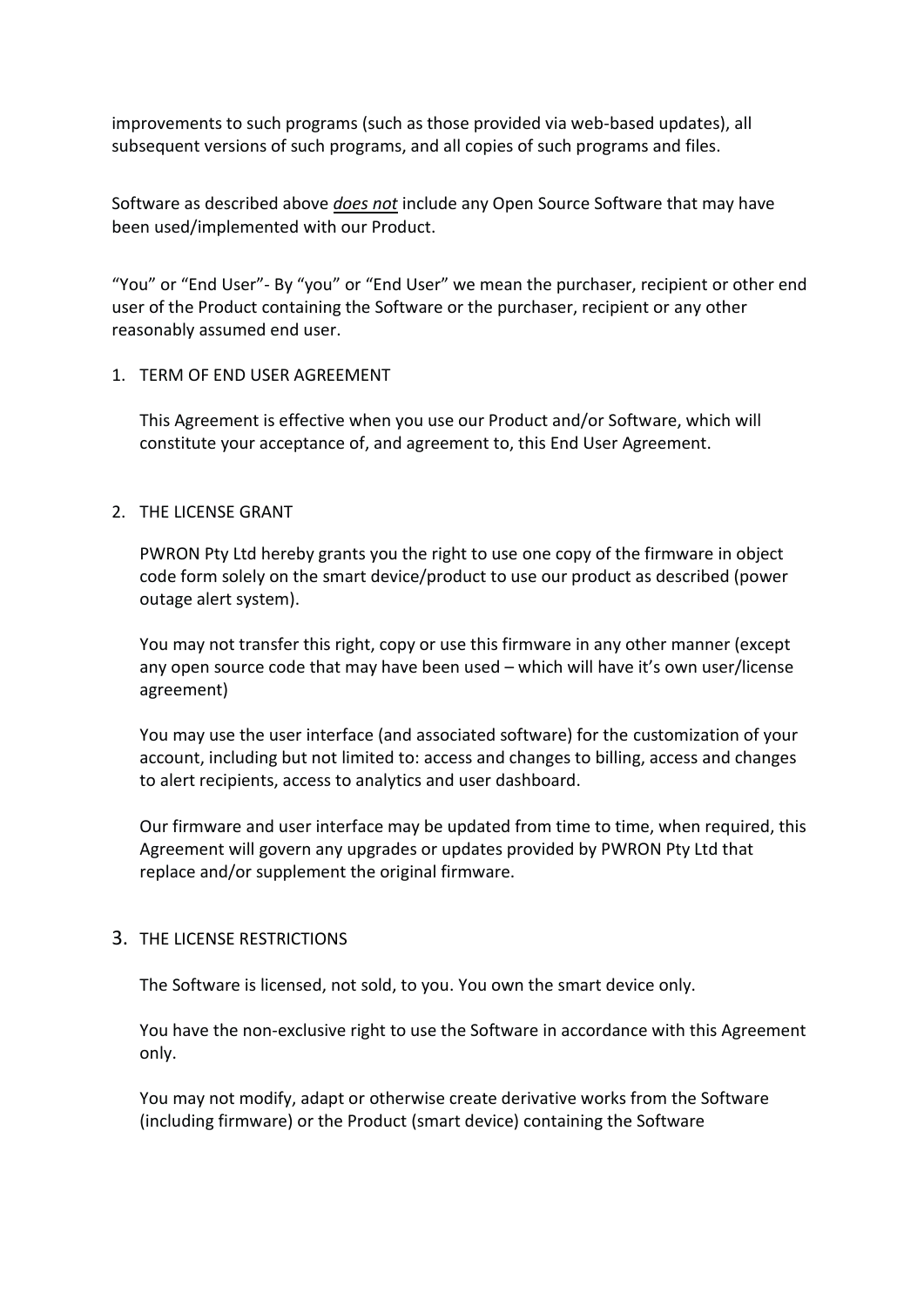improvements to such programs (such as those provided via web-based updates), all subsequent versions of such programs, and all copies of such programs and files.

Software as described above *does not* include any Open Source Software that may have been used/implemented with our Product.

"You" or "End User"- By "you" or "End User" we mean the purchaser, recipient or other end user of the Product containing the Software or the purchaser, recipient or any other reasonably assumed end user.

1. TERM OF END USER AGREEMENT

   This Agreement is effective when you use our Product and/or Software, which will constitute your acceptance of, and agreement to, this End User Agreement.

2. THE LICENSE GRANT

   PWRON Pty Ltd hereby grants you the right to use one copy of the firmware in object code form solely on the smart device/product to use our product as described (power outage alert system).

   You may not transfer this right, copy or use this firmware in any other manner (except any open source code that may have been used – which will have it's own user/license agreement)

   You may use the user interface (and associated software) for the customization of your account, including but not limited to: access and changes to billing, access and changes to alert recipients, access to analytics and user dashboard.

   Our firmware and user interface may be updated from time to time, when required, this Agreement will govern any upgrades or updates provided by PWRON Pty Ltd that replace and/or supplement the original firmware.

3. THE LICENSE RESTRICTIONS

   The Software is licensed, not sold, to you. You own the smart device only.

   You have the non-exclusive right to use the Software in accordance with this Agreement only.

   You may not modify, adapt or otherwise create derivative works from the Software (including firmware) or the Product (smart device) containing the Software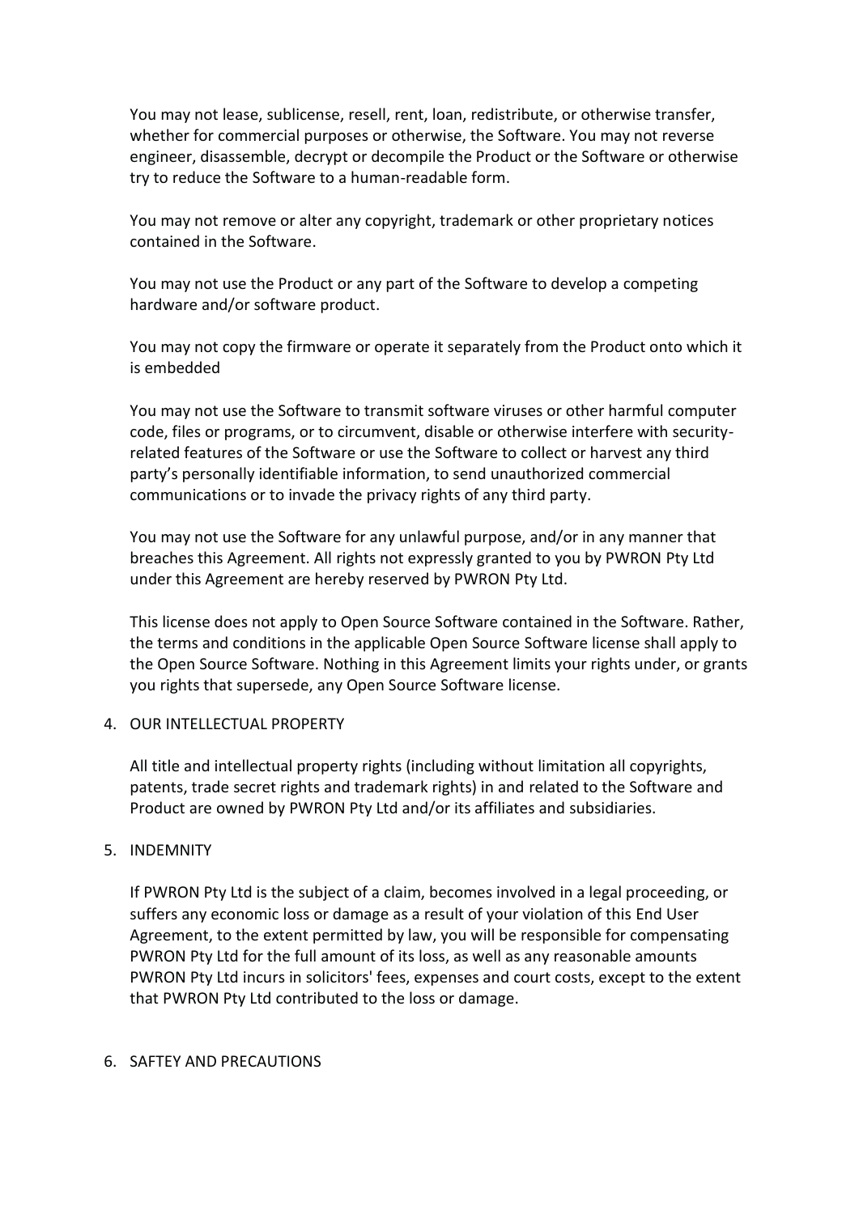You may not lease, sublicense, resell, rent, loan, redistribute, or otherwise transfer, whether for commercial purposes or otherwise, the Software. You may not reverse engineer, disassemble, decrypt or decompile the Product or the Software or otherwise try to reduce the Software to a human-readable form.

You may not remove or alter any copyright, trademark or other proprietary notices contained in the Software.

You may not use the Product or any part of the Software to develop a competing hardware and/or software product.

You may not copy the firmware or operate it separately from the Product onto which it is embedded

You may not use the Software to transmit software viruses or other harmful computer code, files or programs, or to circumvent, disable or otherwise interfere with security-related features of the Software or use the Software to collect or harvest any third party's personally identifiable information, to send unauthorized commercial communications or to invade the privacy rights of any third party.

You may not use the Software for any unlawful purpose, and/or in any manner that breaches this Agreement. All rights not expressly granted to you by PWRON Pty Ltd under this Agreement are hereby reserved by PWRON Pty Ltd.

This license does not apply to Open Source Software contained in the Software. Rather, the terms and conditions in the applicable Open Source Software license shall apply to the Open Source Software. Nothing in this Agreement limits your rights under, or grants you rights that supersede, any Open Source Software license.

4. OUR INTELLECTUAL PROPERTY

All title and intellectual property rights (including without limitation all copyrights, patents, trade secret rights and trademark rights) in and related to the Software and Product are owned by PWRON Pty Ltd and/or its affiliates and subsidiaries.

5. INDEMNITY

If PWRON Pty Ltd is the subject of a claim, becomes involved in a legal proceeding, or suffers any economic loss or damage as a result of your violation of this End User Agreement, to the extent permitted by law, you will be responsible for compensating PWRON Pty Ltd for the full amount of its loss, as well as any reasonable amounts PWRON Pty Ltd incurs in solicitors' fees, expenses and court costs, except to the extent that PWRON Pty Ltd contributed to the loss or damage.

6. SAFTEY AND PRECAUTIONS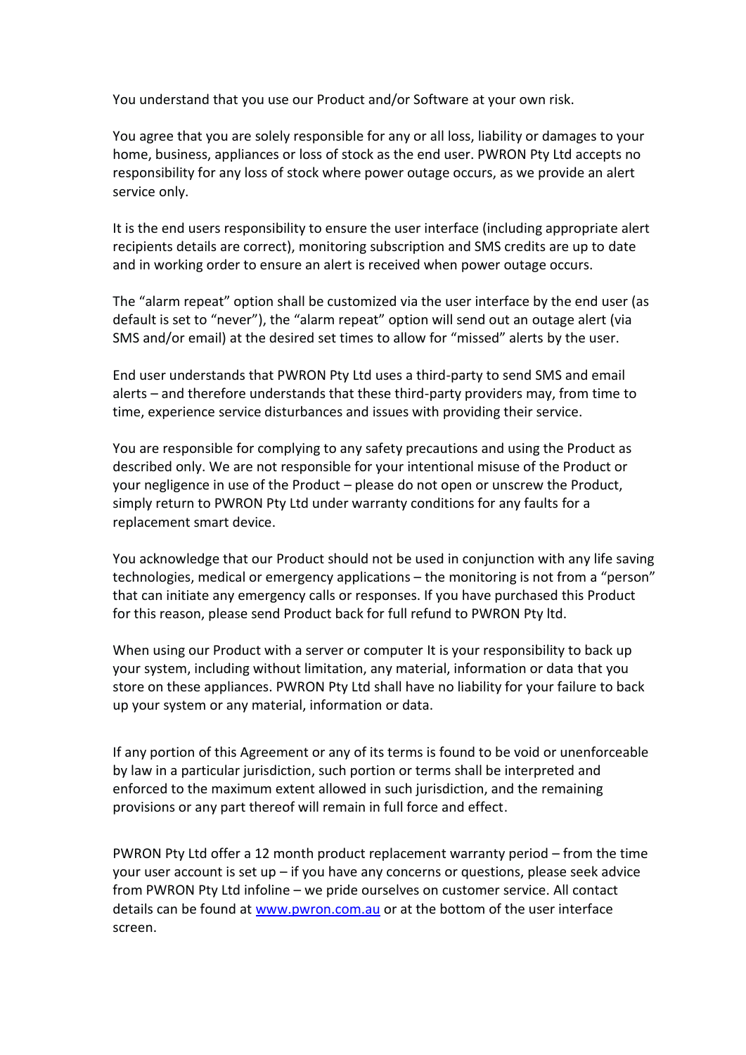You understand that you use our Product and/or Software at your own risk.

You agree that you are solely responsible for any or all loss, liability or damages to your home, business, appliances or loss of stock as the end user. PWRON Pty Ltd accepts no responsibility for any loss of stock where power outage occurs, as we provide an alert service only.

It is the end users responsibility to ensure the user interface (including appropriate alert recipients details are correct), monitoring subscription and SMS credits are up to date and in working order to ensure an alert is received when power outage occurs.

The "alarm repeat" option shall be customized via the user interface by the end user (as default is set to "never"), the "alarm repeat" option will send out an outage alert (via SMS and/or email) at the desired set times to allow for "missed" alerts by the user.

End user understands that PWRON Pty Ltd uses a third-party to send SMS and email alerts – and therefore understands that these third-party providers may, from time to time, experience service disturbances and issues with providing their service.

You are responsible for complying to any safety precautions and using the Product as described only. We are not responsible for your intentional misuse of the Product or your negligence in use of the Product – please do not open or unscrew the Product, simply return to PWRON Pty Ltd under warranty conditions for any faults for a replacement smart device.

You acknowledge that our Product should not be used in conjunction with any life saving technologies, medical or emergency applications – the monitoring is not from a "person" that can initiate any emergency calls or responses. If you have purchased this Product for this reason, please send Product back for full refund to PWRON Pty ltd.

When using our Product with a server or computer It is your responsibility to back up your system, including without limitation, any material, information or data that you store on these appliances. PWRON Pty Ltd shall have no liability for your failure to back up your system or any material, information or data.

If any portion of this Agreement or any of its terms is found to be void or unenforceable by law in a particular jurisdiction, such portion or terms shall be interpreted and enforced to the maximum extent allowed in such jurisdiction, and the remaining provisions or any part thereof will remain in full force and effect.

PWRON Pty Ltd offer a 12 month product replacement warranty period – from the time your user account is set up – if you have any concerns or questions, please seek advice from PWRON Pty Ltd infoline – we pride ourselves on customer service. All contact details can be found at [www.pwron.com.au](http://www.pwron.com.au) or at the bottom of the user interface screen.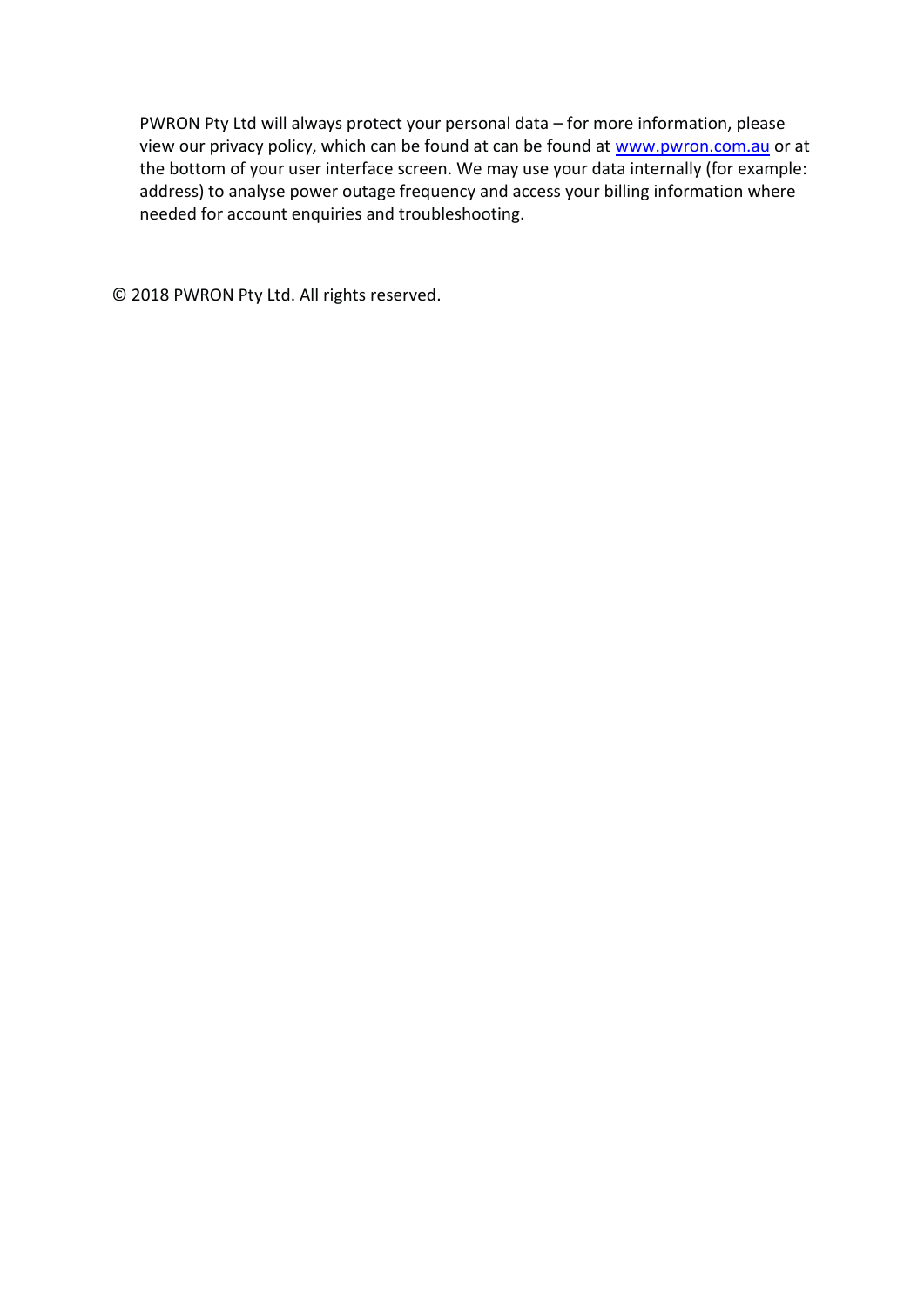PWRON Pty Ltd will always protect your personal data – for more information, please view our privacy policy, which can be found at can be found at www.pwron.com.au or at the bottom of your user interface screen. We may use your data internally (for example: address) to analyse power outage frequency and access your billing information where needed for account enquiries and troubleshooting.

© 2018 PWRON Pty Ltd. All rights reserved.